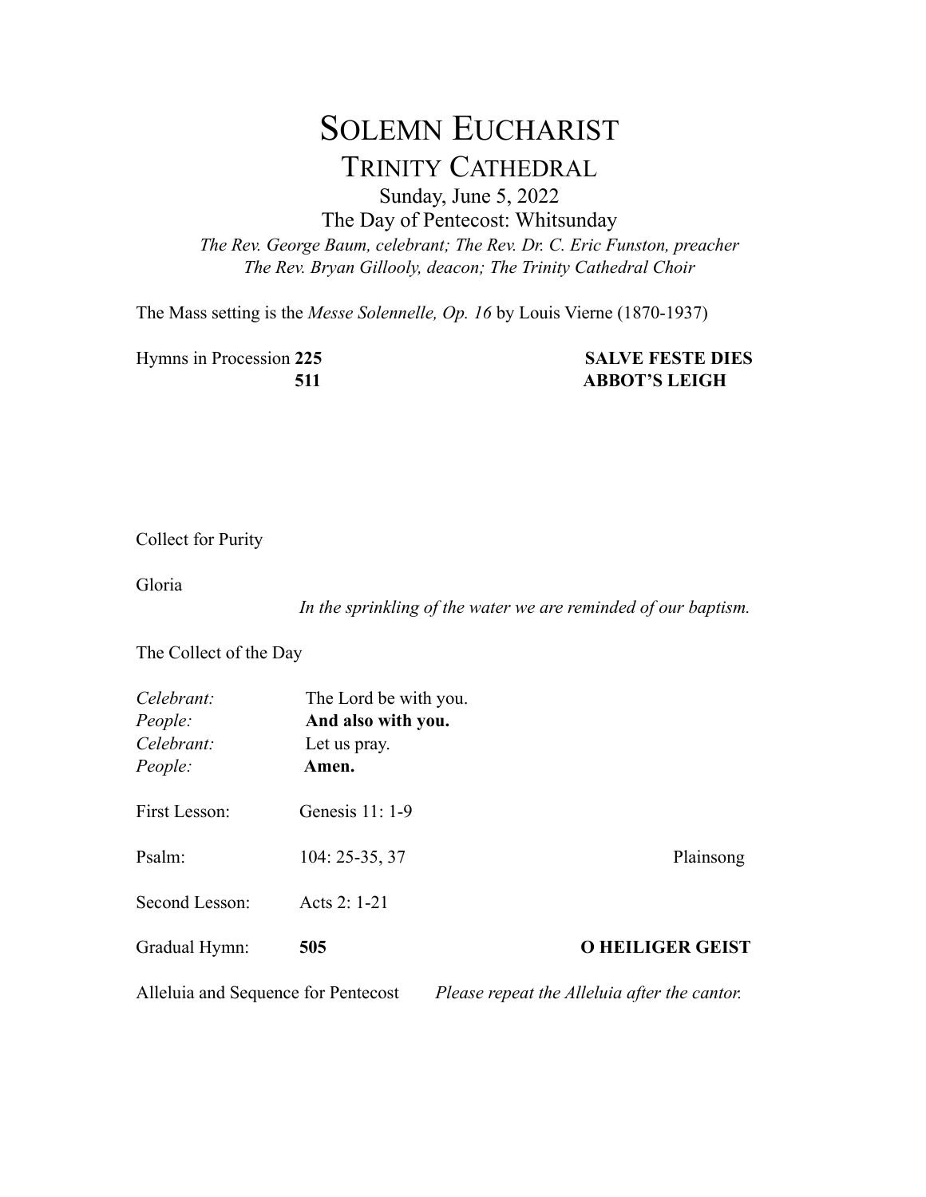# SOLEMN EUCHARIST

## TRINITY CATHEDRAL

Sunday, June 5, 2022

The Day of Pentecost: Whitsunday

*The Rev. George Baum, celebrant; The Rev. Dr. C. Eric Funston, preacher*
*The Rev. Bryan Gillooly, deacon; The Trinity Cathedral Choir*

The Mass setting is the *Messe Solennelle, Op. 16* by Louis Vierne (1870-1937)

Hymns in Procession **225** **SALVE FESTE DIES**
**511** **ABBOT'S LEIGH**

Collect for Purity

Gloria

*In the sprinkling of the water we are reminded of our baptism.*

The Collect of the Day

*Celebrant:* The Lord be with you.
*People:* **And also with you.**
*Celebrant:* Let us pray.
*People:* **Amen.**

First Lesson: Genesis 11: 1-9

Psalm: 104: 25-35, 37 Plainsong

Second Lesson: Acts 2: 1-21

Gradual Hymn: **505** **O HEILIGER GEIST**

Alleluia and Sequence for Pentecost *Please repeat the Alleluia after the cantor.*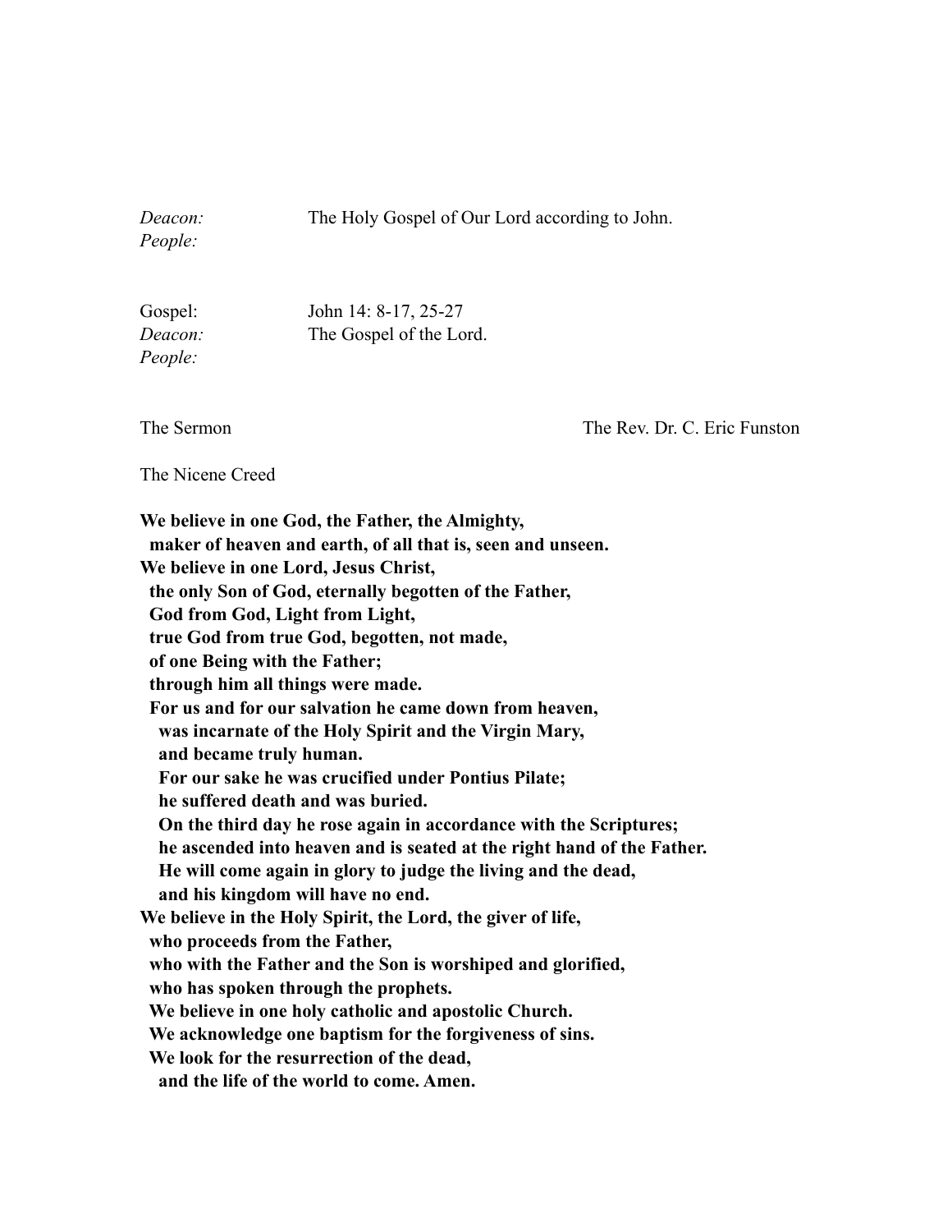*Deacon:* The Holy Gospel of Our Lord according to John.
*People:*

Gospel: John 14: 8-17, 25-27
*Deacon:* The Gospel of the Lord.
*People:*

The Sermon The Rev. Dr. C. Eric Funston

The Nicene Creed

**We believe in one God, the Father, the Almighty,**
**maker of heaven and earth, of all that is, seen and unseen.**
**We believe in one Lord, Jesus Christ,**
**the only Son of God, eternally begotten of the Father,**
**God from God, Light from Light,**
**true God from true God, begotten, not made,**
**of one Being with the Father;**
**through him all things were made.**
**For us and for our salvation he came down from heaven,**
**was incarnate of the Holy Spirit and the Virgin Mary,**
**and became truly human.**
**For our sake he was crucified under Pontius Pilate;**
**he suffered death and was buried.**
**On the third day he rose again in accordance with the Scriptures;**
**he ascended into heaven and is seated at the right hand of the Father.**
**He will come again in glory to judge the living and the dead,**
**and his kingdom will have no end.**
**We believe in the Holy Spirit, the Lord, the giver of life,**
**who proceeds from the Father,**
**who with the Father and the Son is worshiped and glorified,**
**who has spoken through the prophets.**
**We believe in one holy catholic and apostolic Church.**
**We acknowledge one baptism for the forgiveness of sins.**
**We look for the resurrection of the dead,**
**and the life of the world to come. Amen.**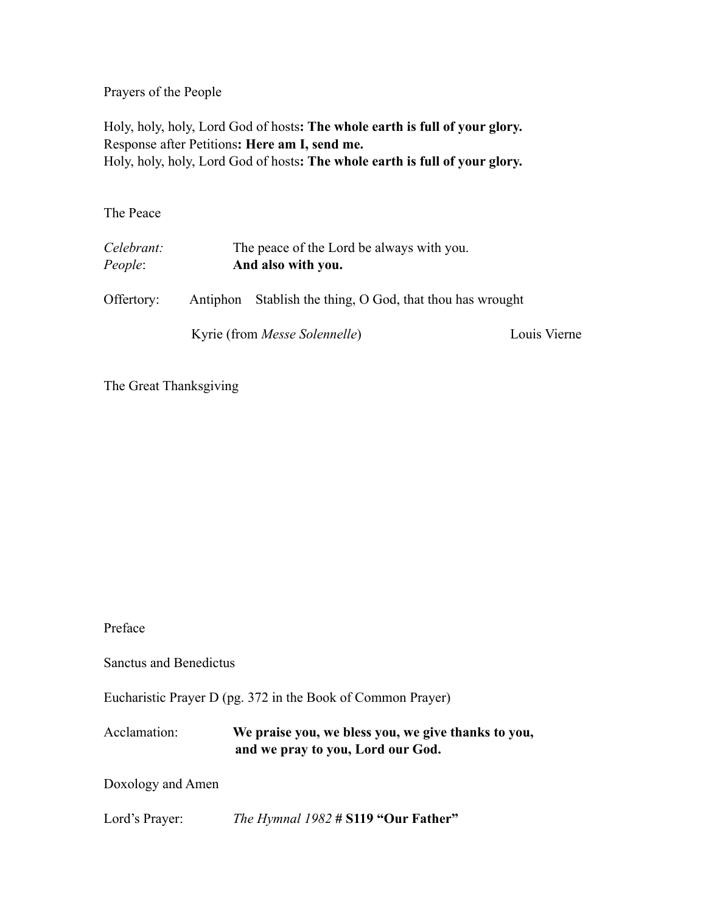Prayers of the People

Holy, holy, holy, Lord God of hosts**: The whole earth is full of your glory.**
Response after Petitions**: Here am I, send me.**
Holy, holy, holy, Lord God of hosts**: The whole earth is full of your glory.**

The Peace

*Celebrant:* The peace of the Lord be always with you.
*People*: **And also with you.**

Offertory: Antiphon Stablish the thing, O God, that thou has wrought

Kyrie (from *Messe Solennelle*) Louis Vierne

The Great Thanksgiving

Preface

Sanctus and Benedictus

Eucharistic Prayer D (pg. 372 in the Book of Common Prayer)

Acclamation: **We praise you, we bless you, we give thanks to you, and we pray to you, Lord our God.**

Doxology and Amen

Lord's Prayer: *The Hymnal 1982* **# S119 "Our Father"**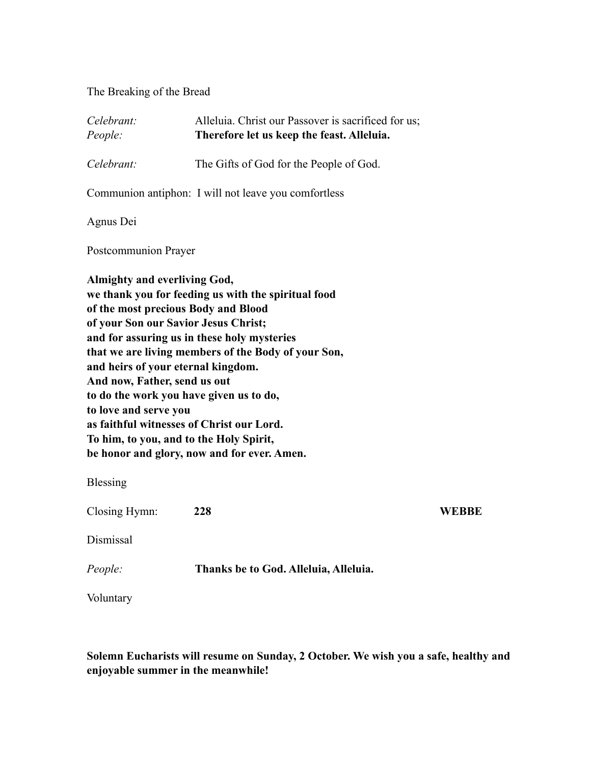The Breaking of the Bread

*Celebrant:* Alleluia. Christ our Passover is sacrificed for us;
*People:* **Therefore let us keep the feast. Alleluia.**

*Celebrant:* The Gifts of God for the People of God.

Communion antiphon: I will not leave you comfortless

Agnus Dei

Postcommunion Prayer

**Almighty and everliving God,**
**we thank you for feeding us with the spiritual food**
**of the most precious Body and Blood**
**of your Son our Savior Jesus Christ;**
**and for assuring us in these holy mysteries**
**that we are living members of the Body of your Son,**
**and heirs of your eternal kingdom.**
**And now, Father, send us out**
**to do the work you have given us to do,**
**to love and serve you**
**as faithful witnesses of Christ our Lord.**
**To him, to you, and to the Holy Spirit,**
**be honor and glory, now and for ever. Amen.**

Blessing

Closing Hymn: **228** **WEBBE**

Dismissal

*People:* **Thanks be to God. Alleluia, Alleluia.**

Voluntary

**Solemn Eucharists will resume on Sunday, 2 October. We wish you a safe, healthy and enjoyable summer in the meanwhile!**